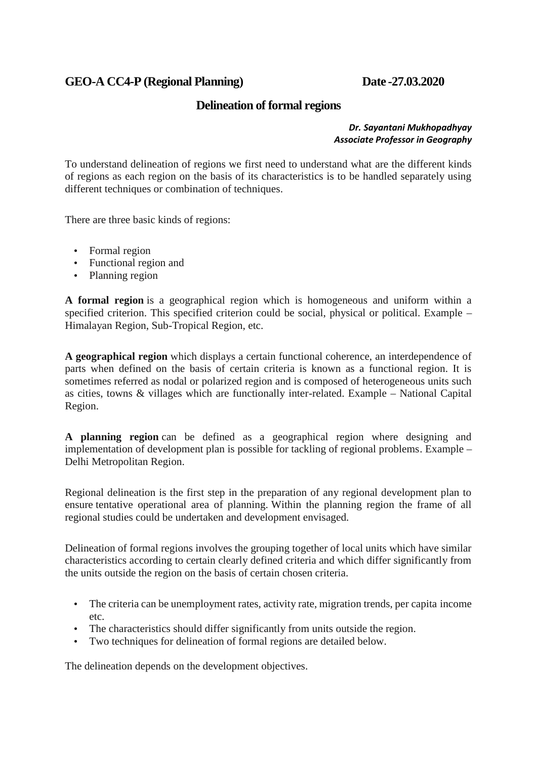**GEO-A CC4-P (Regional Planning)** **Date -27.03.2020**

## Delineation of formal regions

***Dr. Sayantani Mukhopadhyay***
***Associate Professor in Geography***

To understand delineation of regions we first need to understand what are the different kinds of regions as each region on the basis of its characteristics is to be handled separately using different techniques or combination of techniques.

There are three basic kinds of regions:

- Formal region
- Functional region and
- Planning region

**A formal region** is a geographical region which is homogeneous and uniform within a specified criterion. This specified criterion could be social, physical or political. Example – Himalayan Region, Sub-Tropical Region, etc.

**A geographical region** which displays a certain functional coherence, an interdependence of parts when defined on the basis of certain criteria is known as a functional region. It is sometimes referred as nodal or polarized region and is composed of heterogeneous units such as cities, towns & villages which are functionally inter-related. Example – National Capital Region.

**A planning region** can be defined as a geographical region where designing and implementation of development plan is possible for tackling of regional problems. Example – Delhi Metropolitan Region.

Regional delineation is the first step in the preparation of any regional development plan to ensure tentative operational area of planning. Within the planning region the frame of all regional studies could be undertaken and development envisaged.

Delineation of formal regions involves the grouping together of local units which have similar characteristics according to certain clearly defined criteria and which differ significantly from the units outside the region on the basis of certain chosen criteria.

- The criteria can be unemployment rates, activity rate, migration trends, per capita income etc.
- The characteristics should differ significantly from units outside the region.
- Two techniques for delineation of formal regions are detailed below.

The delineation depends on the development objectives.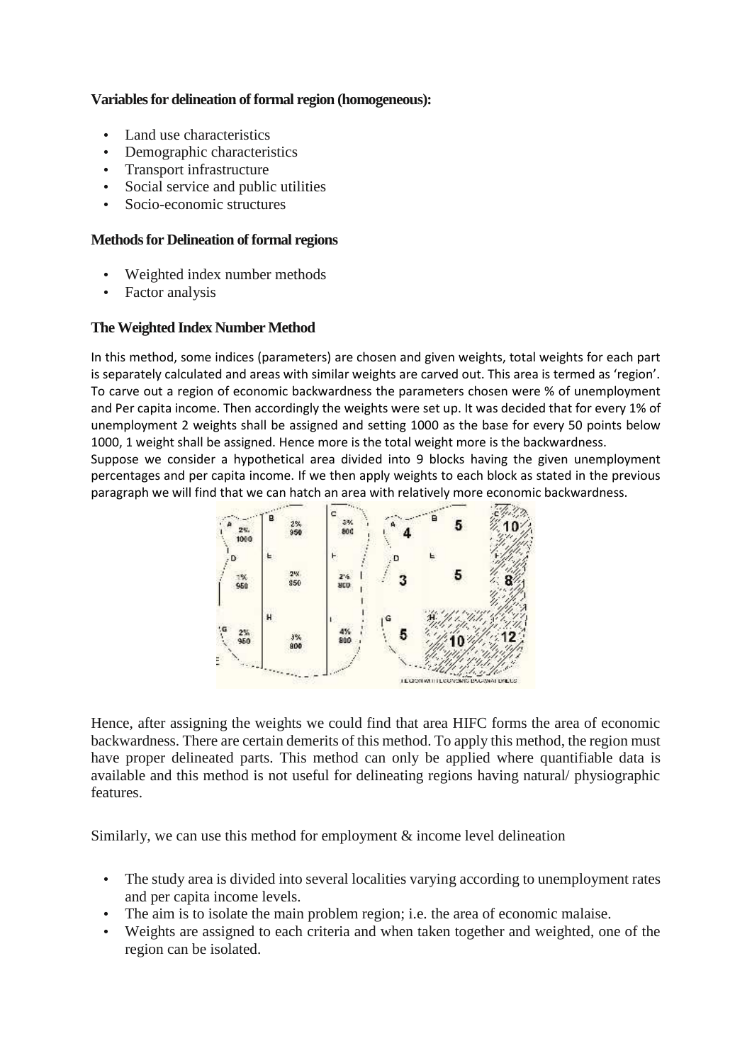**Variables for delineation of formal region (homogeneous):**

- Land use characteristics
- Demographic characteristics
- Transport infrastructure
- Social service and public utilities
- Socio-economic structures

**Methods for Delineation of formal regions**

- Weighted index number methods
- Factor analysis

**The Weighted Index Number Method**

In this method, some indices (parameters) are chosen and given weights, total weights for each part is separately calculated and areas with similar weights are carved out. This area is termed as 'region'. To carve out a region of economic backwardness the parameters chosen were % of unemployment and Per capita income. Then accordingly the weights were set up. It was decided that for every 1% of unemployment 2 weights shall be assigned and setting 1000 as the base for every 50 points below 1000, 1 weight shall be assigned. Hence more is the total weight more is the backwardness.

Suppose we consider a hypothetical area divided into 9 blocks having the given unemployment percentages and per capita income. If we then apply weights to each block as stated in the previous paragraph we will find that we can hatch an area with relatively more economic backwardness.

Hence, after assigning the weights we could find that area HIFC forms the area of economic backwardness. There are certain demerits of this method. To apply this method, the region must have proper delineated parts. This method can only be applied where quantifiable data is available and this method is not useful for delineating regions having natural/ physiographic features.

Similarly, we can use this method for employment & income level delineation

- The study area is divided into several localities varying according to unemployment rates and per capita income levels.
- The aim is to isolate the main problem region; i.e. the area of economic malaise.
- Weights are assigned to each criteria and when taken together and weighted, one of the region can be isolated.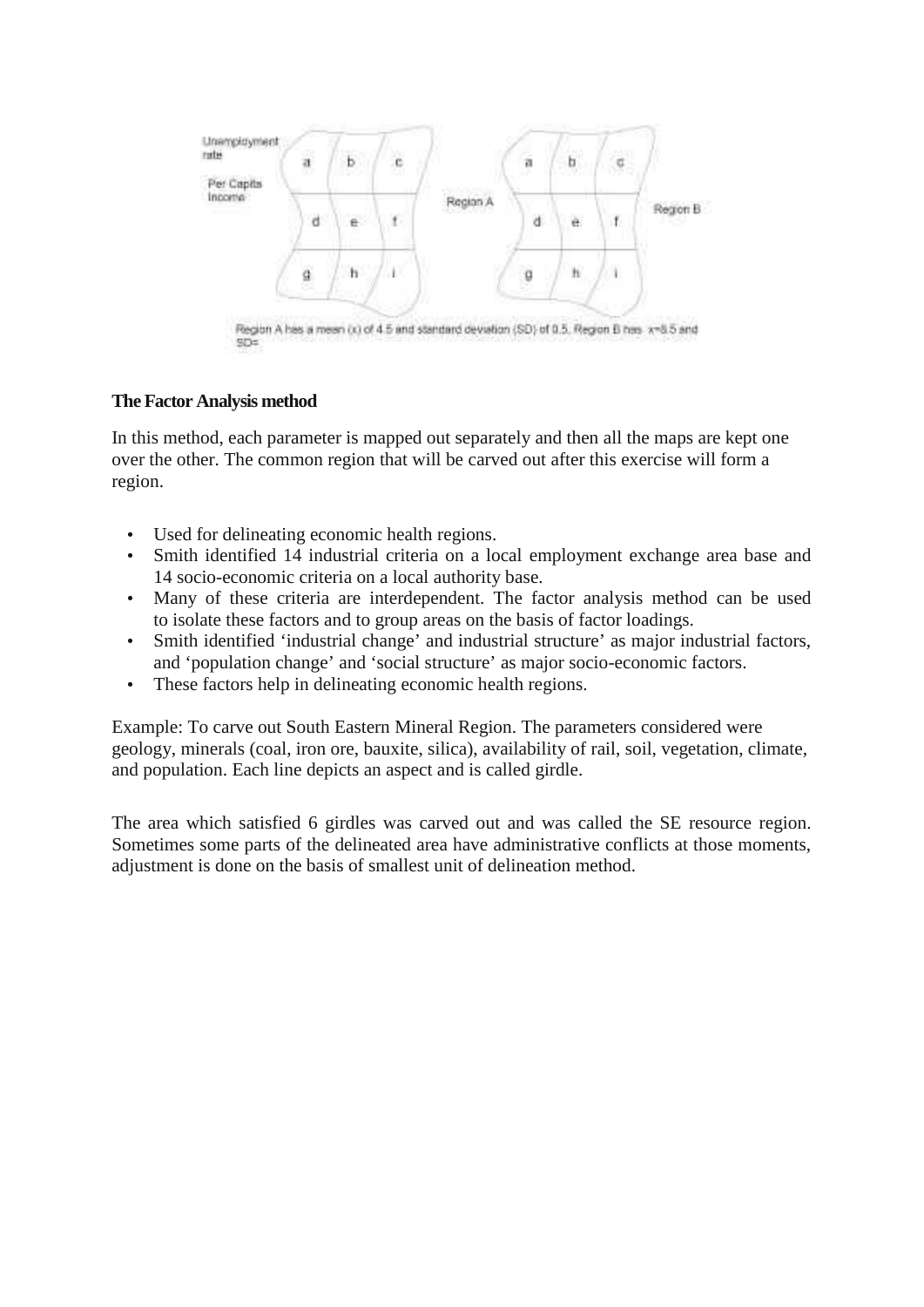Unemployment rate

Per Capita Income

a b c

d e f

g h i

Region A

a b c

d e f

g h i

Region B

Region A has a mean (x) of 4.5 and standard deviation (SD) of 0.5. Region B has x=8.5 and SD=

**The Factor Analysis method**

In this method, each parameter is mapped out separately and then all the maps are kept one over the other. The common region that will be carved out after this exercise will form a region.

- Used for delineating economic health regions.
- Smith identified 14 industrial criteria on a local employment exchange area base and 14 socio-economic criteria on a local authority base.
- Many of these criteria are interdependent. The factor analysis method can be used to isolate these factors and to group areas on the basis of factor loadings.
- Smith identified 'industrial change' and industrial structure' as major industrial factors, and 'population change' and 'social structure' as major socio-economic factors.
- These factors help in delineating economic health regions.

Example: To carve out South Eastern Mineral Region. The parameters considered were geology, minerals (coal, iron ore, bauxite, silica), availability of rail, soil, vegetation, climate, and population. Each line depicts an aspect and is called girdle.

The area which satisfied 6 girdles was carved out and was called the SE resource region. Sometimes some parts of the delineated area have administrative conflicts at those moments, adjustment is done on the basis of smallest unit of delineation method.